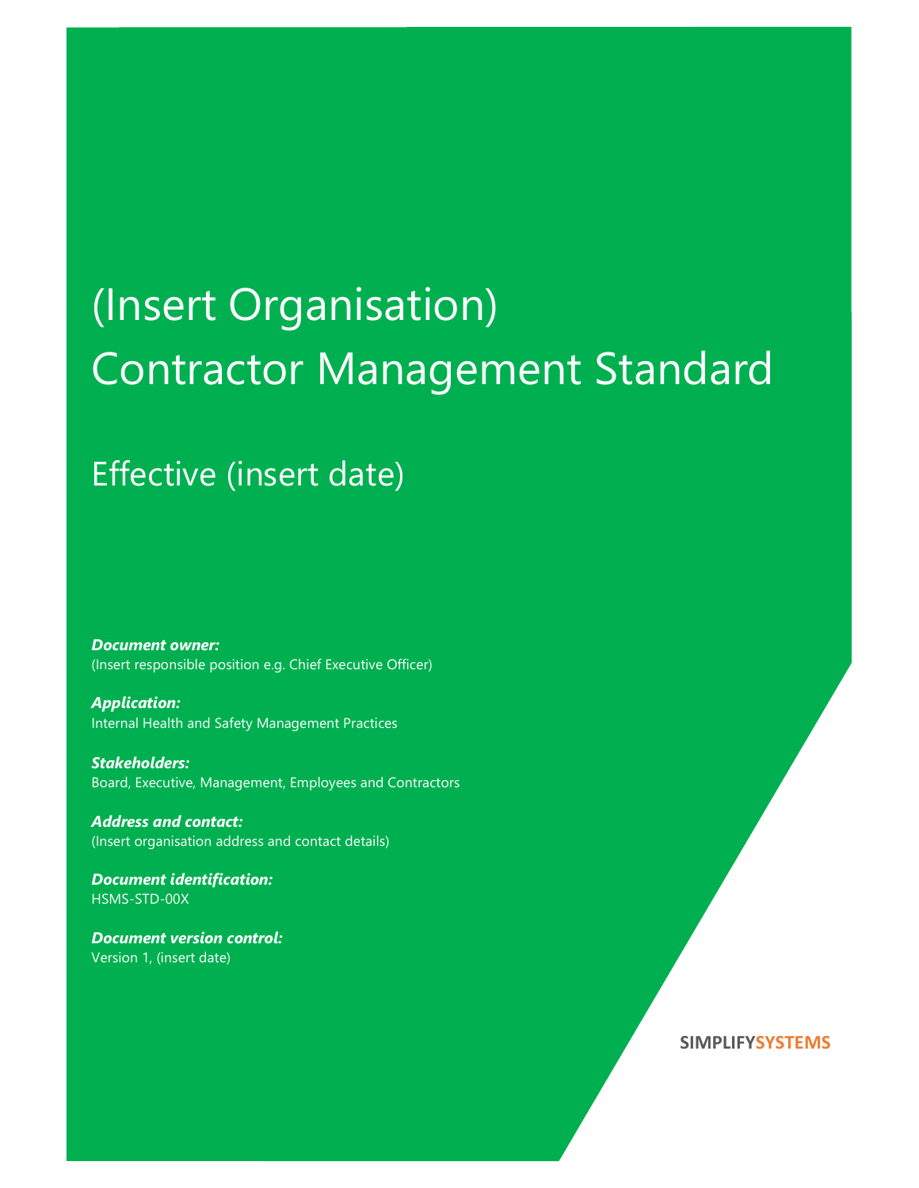# (Insert Organisation) Contractor Management Standard

## Effective (insert date)

***Document owner:***
(Insert responsible position e.g. Chief Executive Officer)

***Application:***
Internal Health and Safety Management Practices

***Stakeholders:***
Board, Executive, Management, Employees and Contractors

***Address and contact:***
(Insert organisation address and contact details)

***Document identification:***
HSMS-STD-00X

***Document version control:***
Version 1, (insert date)

**SIMPLIFYSYSTEMS**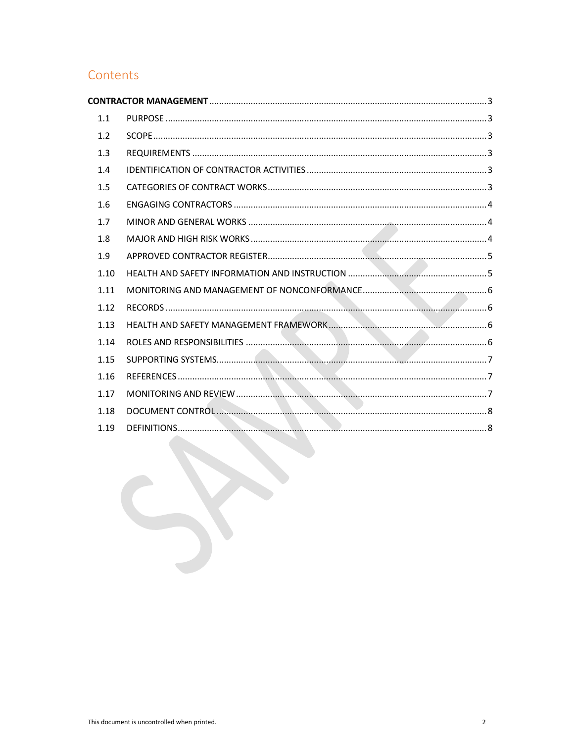# Contents

**CONTRACTOR MANAGEMENT** ........ 3

- 1.1 PURPOSE ........ 3
- 1.2 SCOPE ........ 3
- 1.3 REQUIREMENTS ........ 3
- 1.4 IDENTIFICATION OF CONTRACTOR ACTIVITIES ........ 3
- 1.5 CATEGORIES OF CONTRACT WORKS ........ 3
- 1.6 ENGAGING CONTRACTORS ........ 4
- 1.7 MINOR AND GENERAL WORKS ........ 4
- 1.8 MAJOR AND HIGH RISK WORKS ........ 4
- 1.9 APPROVED CONTRACTOR REGISTER ........ 5
- 1.10 HEALTH AND SAFETY INFORMATION AND INSTRUCTION ........ 5
- 1.11 MONITORING AND MANAGEMENT OF NONCONFORMANCE ........ 6
- 1.12 RECORDS ........ 6
- 1.13 HEALTH AND SAFETY MANAGEMENT FRAMEWORK ........ 6
- 1.14 ROLES AND RESPONSIBILITIES ........ 6
- 1.15 SUPPORTING SYSTEMS ........ 7
- 1.16 REFERENCES ........ 7
- 1.17 MONITORING AND REVIEW ........ 7
- 1.18 DOCUMENT CONTROL ........ 8
- 1.19 DEFINITIONS ........ 8

This document is uncontrolled when printed.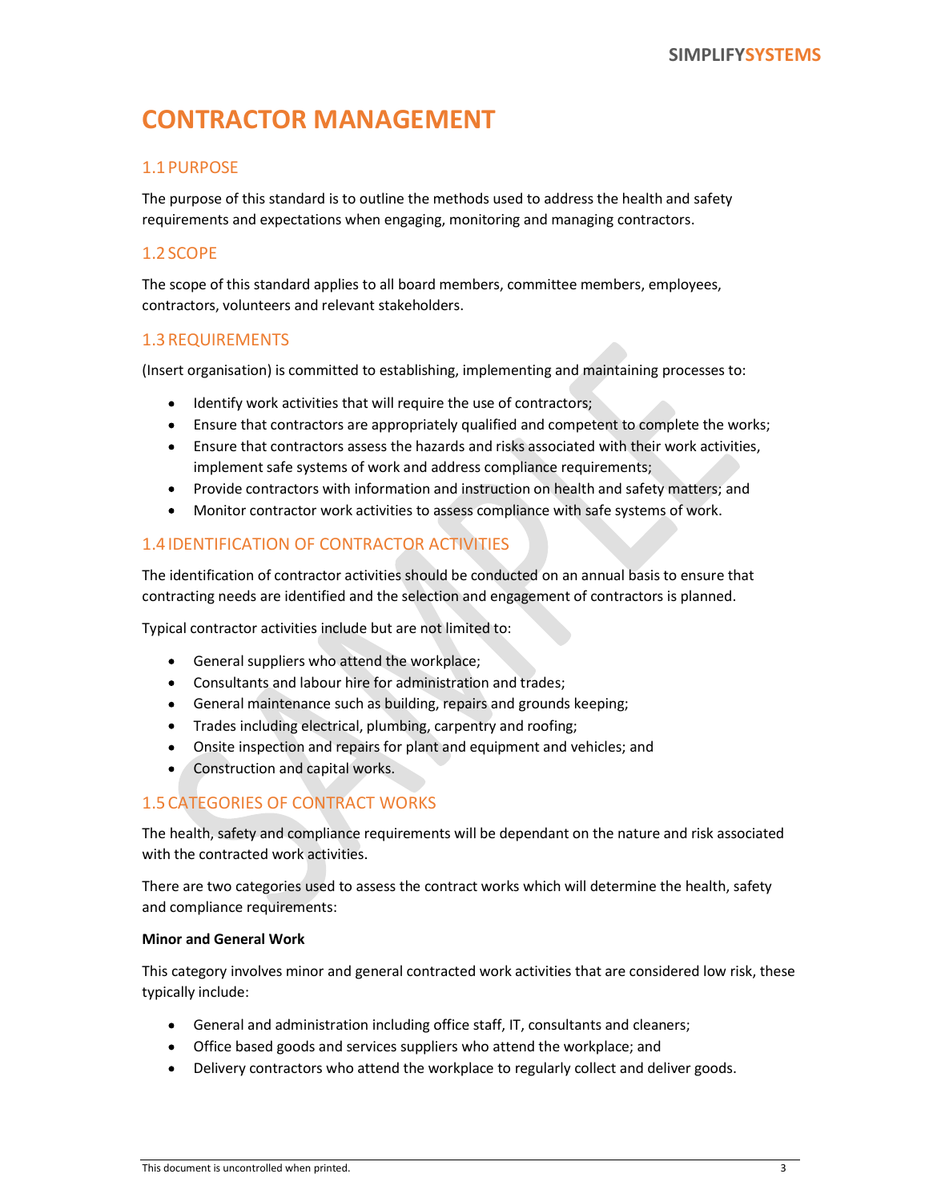# CONTRACTOR MANAGEMENT

## 1.1 PURPOSE

The purpose of this standard is to outline the methods used to address the health and safety requirements and expectations when engaging, monitoring and managing contractors.

## 1.2 SCOPE

The scope of this standard applies to all board members, committee members, employees, contractors, volunteers and relevant stakeholders.

## 1.3 REQUIREMENTS

(Insert organisation) is committed to establishing, implementing and maintaining processes to:

- Identify work activities that will require the use of contractors;
- Ensure that contractors are appropriately qualified and competent to complete the works;
- Ensure that contractors assess the hazards and risks associated with their work activities, implement safe systems of work and address compliance requirements;
- Provide contractors with information and instruction on health and safety matters; and
- Monitor contractor work activities to assess compliance with safe systems of work.

## 1.4 IDENTIFICATION OF CONTRACTOR ACTIVITIES

The identification of contractor activities should be conducted on an annual basis to ensure that contracting needs are identified and the selection and engagement of contractors is planned.

Typical contractor activities include but are not limited to:

- General suppliers who attend the workplace;
- Consultants and labour hire for administration and trades;
- General maintenance such as building, repairs and grounds keeping;
- Trades including electrical, plumbing, carpentry and roofing;
- Onsite inspection and repairs for plant and equipment and vehicles; and
- Construction and capital works.

## 1.5 CATEGORIES OF CONTRACT WORKS

The health, safety and compliance requirements will be dependant on the nature and risk associated with the contracted work activities.

There are two categories used to assess the contract works which will determine the health, safety and compliance requirements:

**Minor and General Work**

This category involves minor and general contracted work activities that are considered low risk, these typically include:

- General and administration including office staff, IT, consultants and cleaners;
- Office based goods and services suppliers who attend the workplace; and
- Delivery contractors who attend the workplace to regularly collect and deliver goods.